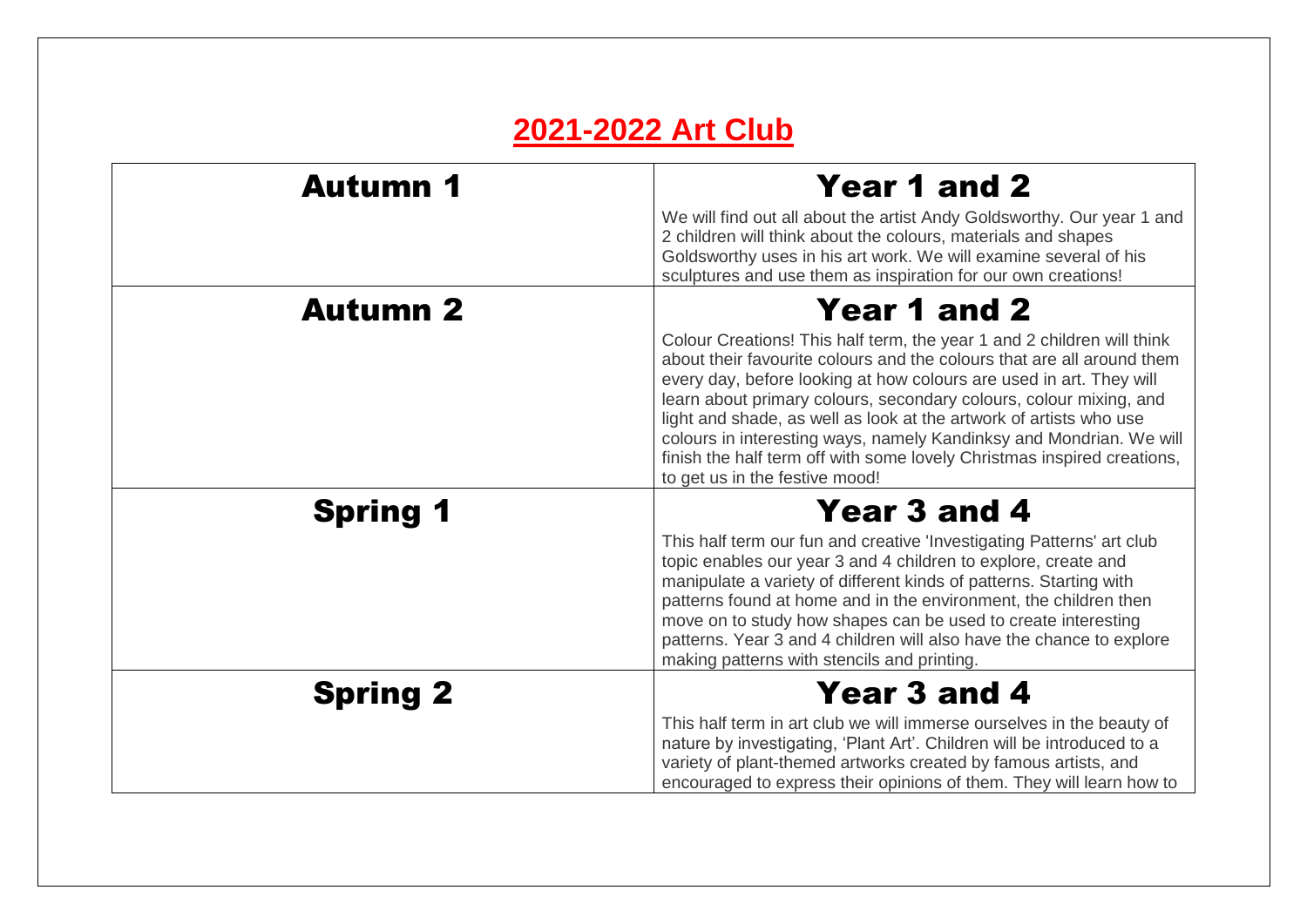# 2021-2022 Art Club

| | |
|---|---|
| **Autumn 1** | **Year 1 and 2**<br>We will find out all about the artist Andy Goldsworthy. Our year 1 and 2 children will think about the colours, materials and shapes Goldsworthy uses in his art work. We will examine several of his sculptures and use them as inspiration for our own creations! |
| **Autumn 2** | **Year 1 and 2**<br>Colour Creations! This half term, the year 1 and 2 children will think about their favourite colours and the colours that are all around them every day, before looking at how colours are used in art. They will learn about primary colours, secondary colours, colour mixing, and light and shade, as well as look at the artwork of artists who use colours in interesting ways, namely Kandinksy and Mondrian. We will finish the half term off with some lovely Christmas inspired creations, to get us in the festive mood! |
| **Spring 1** | **Year 3 and 4**<br>This half term our fun and creative 'Investigating Patterns' art club topic enables our year 3 and 4 children to explore, create and manipulate a variety of different kinds of patterns. Starting with patterns found at home and in the environment, the children then move on to study how shapes can be used to create interesting patterns. Year 3 and 4 children will also have the chance to explore making patterns with stencils and printing. |
| **Spring 2** | **Year 3 and 4**<br>This half term in art club we will immerse ourselves in the beauty of nature by investigating, 'Plant Art'. Children will be introduced to a variety of plant-themed artworks created by famous artists, and encouraged to express their opinions of them. They will learn how to |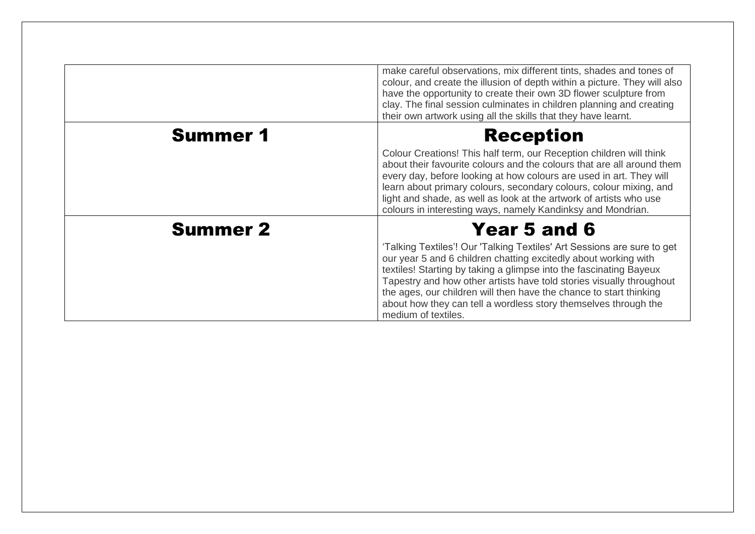| | |
|---|---|
| | make careful observations, mix different tints, shades and tones of colour, and create the illusion of depth within a picture. They will also have the opportunity to create their own 3D flower sculpture from clay. The final session culminates in children planning and creating their own artwork using all the skills that they have learnt. |
| **Summer 1** | **Reception**<br>Colour Creations! This half term, our Reception children will think about their favourite colours and the colours that are all around them every day, before looking at how colours are used in art. They will learn about primary colours, secondary colours, colour mixing, and light and shade, as well as look at the artwork of artists who use colours in interesting ways, namely Kandinksy and Mondrian. |
| **Summer 2** | **Year 5 and 6**<br>'Talking Textiles'! Our 'Talking Textiles' Art Sessions are sure to get our year 5 and 6 children chatting excitedly about working with textiles! Starting by taking a glimpse into the fascinating Bayeux Tapestry and how other artists have told stories visually throughout the ages, our children will then have the chance to start thinking about how they can tell a wordless story themselves through the medium of textiles. |